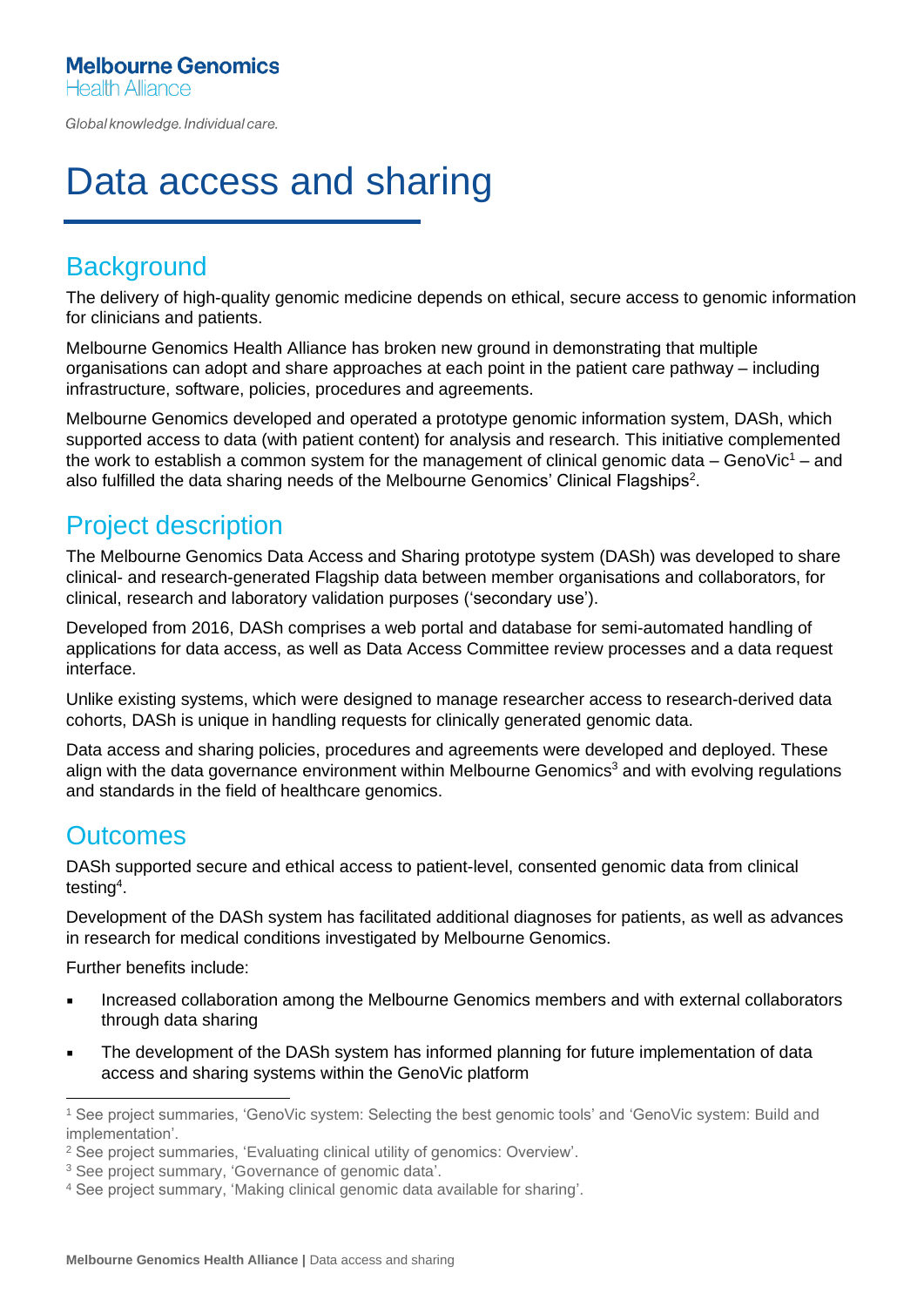Melbourne Genomics
Health Alliance

*Global knowledge. Individual care.*

# Data access and sharing

## Background

The delivery of high-quality genomic medicine depends on ethical, secure access to genomic information for clinicians and patients.

Melbourne Genomics Health Alliance has broken new ground in demonstrating that multiple organisations can adopt and share approaches at each point in the patient care pathway – including infrastructure, software, policies, procedures and agreements.

Melbourne Genomics developed and operated a prototype genomic information system, DASh, which supported access to data (with patient content) for analysis and research. This initiative complemented the work to establish a common system for the management of clinical genomic data – GenoVic[1] – and also fulfilled the data sharing needs of the Melbourne Genomics' Clinical Flagships[2].

## Project description

The Melbourne Genomics Data Access and Sharing prototype system (DASh) was developed to share clinical- and research-generated Flagship data between member organisations and collaborators, for clinical, research and laboratory validation purposes ('secondary use').

Developed from 2016, DASh comprises a web portal and database for semi-automated handling of applications for data access, as well as Data Access Committee review processes and a data request interface.

Unlike existing systems, which were designed to manage researcher access to research-derived data cohorts, DASh is unique in handling requests for clinically generated genomic data.

Data access and sharing policies, procedures and agreements were developed and deployed. These align with the data governance environment within Melbourne Genomics[3] and with evolving regulations and standards in the field of healthcare genomics.

## Outcomes

DASh supported secure and ethical access to patient-level, consented genomic data from clinical testing[4].

Development of the DASh system has facilitated additional diagnoses for patients, as well as advances in research for medical conditions investigated by Melbourne Genomics.

Further benefits include:

- Increased collaboration among the Melbourne Genomics members and with external collaborators through data sharing
- The development of the DASh system has informed planning for future implementation of data access and sharing systems within the GenoVic platform

---

[1] See project summaries, 'GenoVic system: Selecting the best genomic tools' and 'GenoVic system: Build and implementation'.

[2] See project summaries, 'Evaluating clinical utility of genomics: Overview'.

[3] See project summary, 'Governance of genomic data'.

[4] See project summary, 'Making clinical genomic data available for sharing'.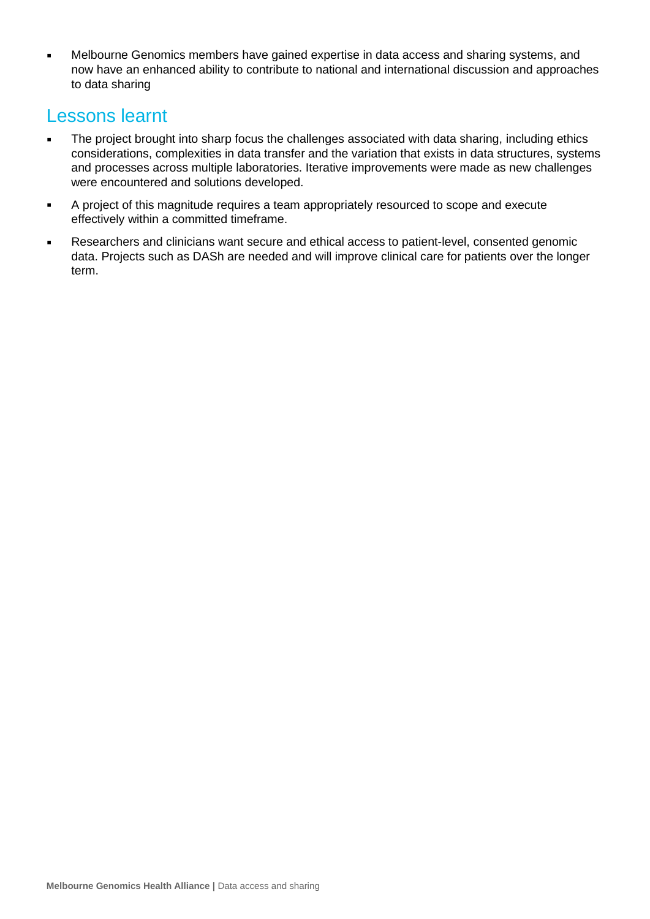- Melbourne Genomics members have gained expertise in data access and sharing systems, and now have an enhanced ability to contribute to national and international discussion and approaches to data sharing

## Lessons learnt

- The project brought into sharp focus the challenges associated with data sharing, including ethics considerations, complexities in data transfer and the variation that exists in data structures, systems and processes across multiple laboratories. Iterative improvements were made as new challenges were encountered and solutions developed.
- A project of this magnitude requires a team appropriately resourced to scope and execute effectively within a committed timeframe.
- Researchers and clinicians want secure and ethical access to patient-level, consented genomic data. Projects such as DASh are needed and will improve clinical care for patients over the longer term.